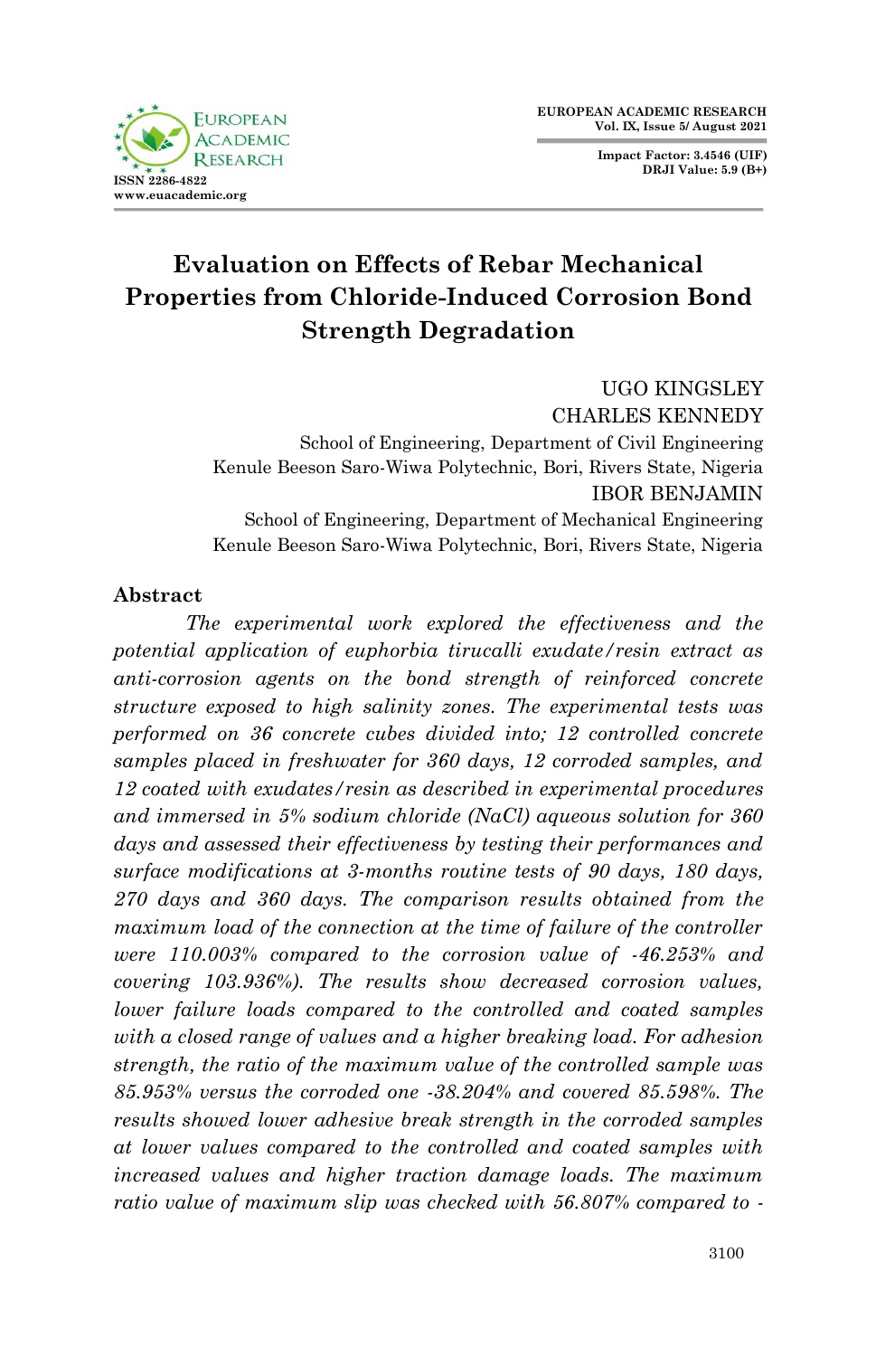# Evaluation on Effects of Rebar Mechanical Properties from Chloride-Induced Corrosion Bond Strength Degradation

UGO KINGSLEY

CHARLES KENNEDY

School of Engineering, Department of Civil Engineering
Kenule Beeson Saro-Wiwa Polytechnic, Bori, Rivers State, Nigeria

IBOR BENJAMIN

School of Engineering, Department of Mechanical Engineering
Kenule Beeson Saro-Wiwa Polytechnic, Bori, Rivers State, Nigeria

## Abstract

*The experimental work explored the effectiveness and the potential application of euphorbia tirucalli exudate/resin extract as anti-corrosion agents on the bond strength of reinforced concrete structure exposed to high salinity zones. The experimental tests was performed on 36 concrete cubes divided into; 12 controlled concrete samples placed in freshwater for 360 days, 12 corroded samples, and 12 coated with exudates/resin as described in experimental procedures and immersed in 5% sodium chloride (NaCl) aqueous solution for 360 days and assessed their effectiveness by testing their performances and surface modifications at 3-months routine tests of 90 days, 180 days, 270 days and 360 days. The comparison results obtained from the maximum load of the connection at the time of failure of the controller were 110.003% compared to the corrosion value of -46.253% and covering 103.936%). The results show decreased corrosion values, lower failure loads compared to the controlled and coated samples with a closed range of values and a higher breaking load. For adhesion strength, the ratio of the maximum value of the controlled sample was 85.953% versus the corroded one -38.204% and covered 85.598%. The results showed lower adhesive break strength in the corroded samples at lower values compared to the controlled and coated samples with increased values and higher traction damage loads. The maximum ratio value of maximum slip was checked with 56.807% compared to -*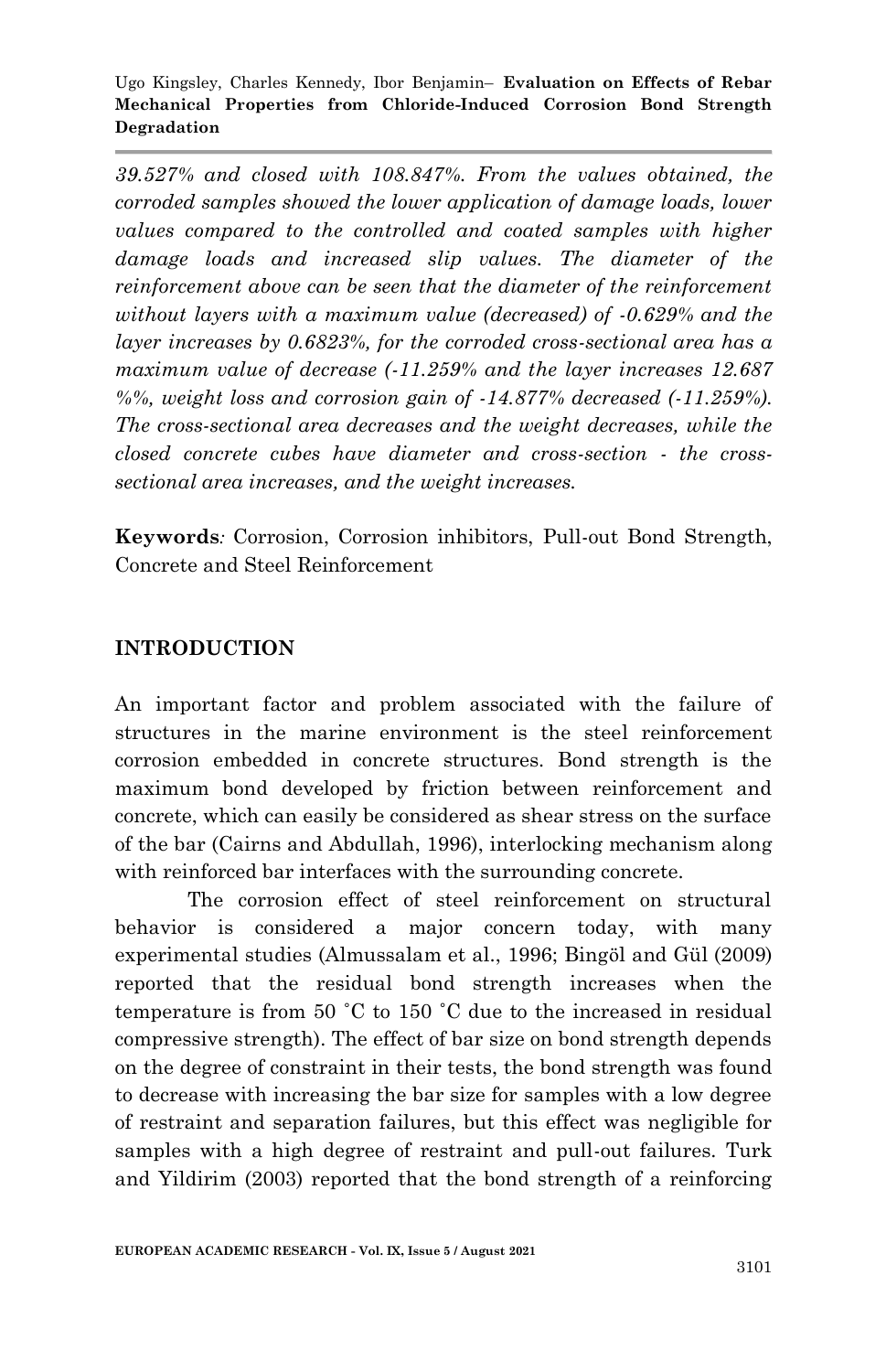*39.527% and closed with 108.847%. From the values obtained, the corroded samples showed the lower application of damage loads, lower values compared to the controlled and coated samples with higher damage loads and increased slip values. The diameter of the reinforcement above can be seen that the diameter of the reinforcement without layers with a maximum value (decreased) of -0.629% and the layer increases by 0.6823%, for the corroded cross-sectional area has a maximum value of decrease (-11.259% and the layer increases 12.687 %%, weight loss and corrosion gain of -14.877% decreased (-11.259%). The cross-sectional area decreases and the weight decreases, while the closed concrete cubes have diameter and cross-section - the cross-sectional area increases, and the weight increases.*

**Keywords***:* Corrosion, Corrosion inhibitors, Pull-out Bond Strength, Concrete and Steel Reinforcement

## INTRODUCTION

An important factor and problem associated with the failure of structures in the marine environment is the steel reinforcement corrosion embedded in concrete structures. Bond strength is the maximum bond developed by friction between reinforcement and concrete, which can easily be considered as shear stress on the surface of the bar (Cairns and Abdullah, 1996), interlocking mechanism along with reinforced bar interfaces with the surrounding concrete.

The corrosion effect of steel reinforcement on structural behavior is considered a major concern today, with many experimental studies (Almussalam et al., 1996; Bingöl and Gül (2009) reported that the residual bond strength increases when the temperature is from 50 ˚C to 150 ˚C due to the increased in residual compressive strength). The effect of bar size on bond strength depends on the degree of constraint in their tests, the bond strength was found to decrease with increasing the bar size for samples with a low degree of restraint and separation failures, but this effect was negligible for samples with a high degree of restraint and pull-out failures. Turk and Yildirim (2003) reported that the bond strength of a reinforcing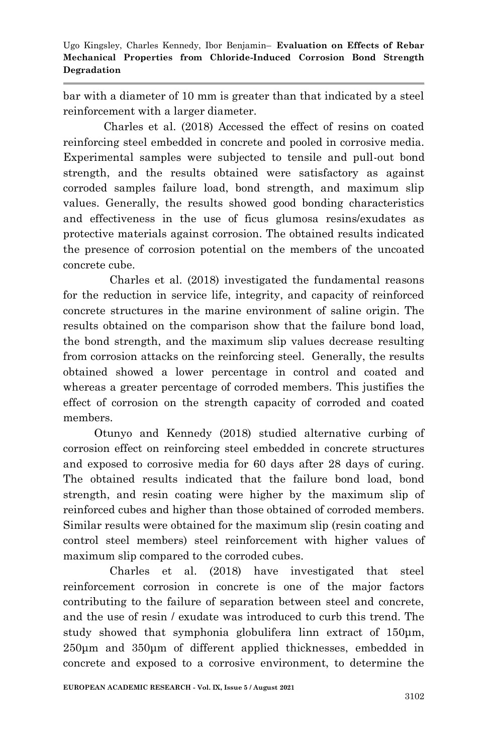bar with a diameter of 10 mm is greater than that indicated by a steel reinforcement with a larger diameter.

Charles et al. (2018) Accessed the effect of resins on coated reinforcing steel embedded in concrete and pooled in corrosive media. Experimental samples were subjected to tensile and pull-out bond strength, and the results obtained were satisfactory as against corroded samples failure load, bond strength, and maximum slip values. Generally, the results showed good bonding characteristics and effectiveness in the use of ficus glumosa resins/exudates as protective materials against corrosion. The obtained results indicated the presence of corrosion potential on the members of the uncoated concrete cube.

Charles et al. (2018) investigated the fundamental reasons for the reduction in service life, integrity, and capacity of reinforced concrete structures in the marine environment of saline origin. The results obtained on the comparison show that the failure bond load, the bond strength, and the maximum slip values decrease resulting from corrosion attacks on the reinforcing steel. Generally, the results obtained showed a lower percentage in control and coated and whereas a greater percentage of corroded members. This justifies the effect of corrosion on the strength capacity of corroded and coated members.

Otunyo and Kennedy (2018) studied alternative curbing of corrosion effect on reinforcing steel embedded in concrete structures and exposed to corrosive media for 60 days after 28 days of curing. The obtained results indicated that the failure bond load, bond strength, and resin coating were higher by the maximum slip of reinforced cubes and higher than those obtained of corroded members. Similar results were obtained for the maximum slip (resin coating and control steel members) steel reinforcement with higher values of maximum slip compared to the corroded cubes.

Charles et al. (2018) have investigated that steel reinforcement corrosion in concrete is one of the major factors contributing to the failure of separation between steel and concrete, and the use of resin / exudate was introduced to curb this trend. The study showed that symphonia globulifera linn extract of 150µm, 250µm and 350µm of different applied thicknesses, embedded in concrete and exposed to a corrosive environment, to determine the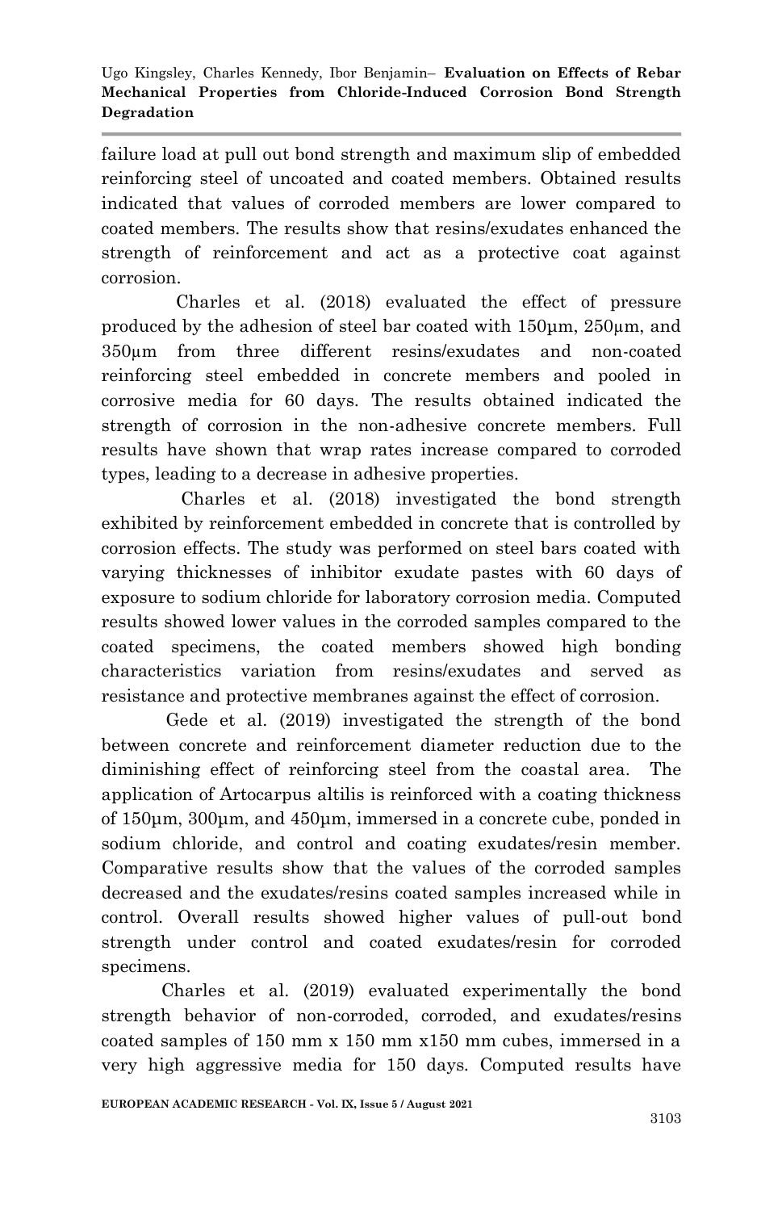failure load at pull out bond strength and maximum slip of embedded reinforcing steel of uncoated and coated members. Obtained results indicated that values of corroded members are lower compared to coated members. The results show that resins/exudates enhanced the strength of reinforcement and act as a protective coat against corrosion.

Charles et al. (2018) evaluated the effect of pressure produced by the adhesion of steel bar coated with 150µm, 250µm, and 350µm from three different resins/exudates and non-coated reinforcing steel embedded in concrete members and pooled in corrosive media for 60 days. The results obtained indicated the strength of corrosion in the non-adhesive concrete members. Full results have shown that wrap rates increase compared to corroded types, leading to a decrease in adhesive properties.

Charles et al. (2018) investigated the bond strength exhibited by reinforcement embedded in concrete that is controlled by corrosion effects. The study was performed on steel bars coated with varying thicknesses of inhibitor exudate pastes with 60 days of exposure to sodium chloride for laboratory corrosion media. Computed results showed lower values in the corroded samples compared to the coated specimens, the coated members showed high bonding characteristics variation from resins/exudates and served as resistance and protective membranes against the effect of corrosion.

Gede et al. (2019) investigated the strength of the bond between concrete and reinforcement diameter reduction due to the diminishing effect of reinforcing steel from the coastal area. The application of Artocarpus altilis is reinforced with a coating thickness of 150µm, 300µm, and 450µm, immersed in a concrete cube, ponded in sodium chloride, and control and coating exudates/resin member. Comparative results show that the values of the corroded samples decreased and the exudates/resins coated samples increased while in control. Overall results showed higher values of pull-out bond strength under control and coated exudates/resin for corroded specimens.

Charles et al. (2019) evaluated experimentally the bond strength behavior of non-corroded, corroded, and exudates/resins coated samples of 150 mm x 150 mm x150 mm cubes, immersed in a very high aggressive media for 150 days. Computed results have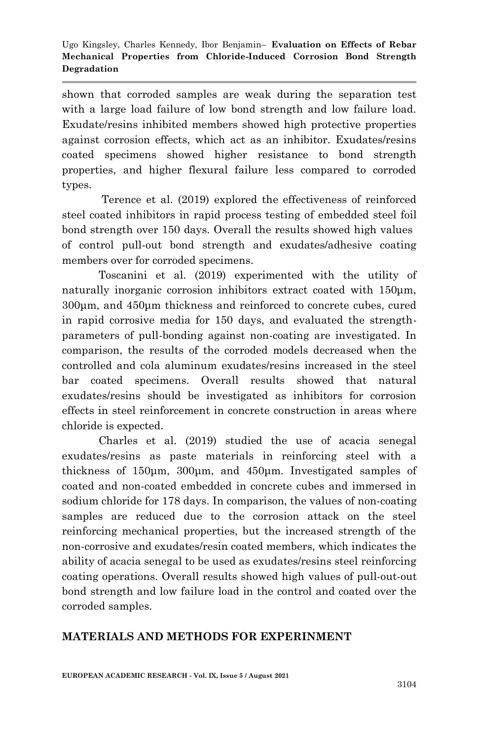shown that corroded samples are weak during the separation test with a large load failure of low bond strength and low failure load. Exudate/resins inhibited members showed high protective properties against corrosion effects, which act as an inhibitor. Exudates/resins coated specimens showed higher resistance to bond strength properties, and higher flexural failure less compared to corroded types.

Terence et al. (2019) explored the effectiveness of reinforced steel coated inhibitors in rapid process testing of embedded steel foil bond strength over 150 days. Overall the results showed high values of control pull-out bond strength and exudates/adhesive coating members over for corroded specimens.

Toscanini et al. (2019) experimented with the utility of naturally inorganic corrosion inhibitors extract coated with 150µm, 300µm, and 450µm thickness and reinforced to concrete cubes, cured in rapid corrosive media for 150 days, and evaluated the strength-parameters of pull-bonding against non-coating are investigated. In comparison, the results of the corroded models decreased when the controlled and cola aluminum exudates/resins increased in the steel bar coated specimens. Overall results showed that natural exudates/resins should be investigated as inhibitors for corrosion effects in steel reinforcement in concrete construction in areas where chloride is expected.

Charles et al. (2019) studied the use of acacia senegal exudates/resins as paste materials in reinforcing steel with a thickness of 150µm, 300µm, and 450µm. Investigated samples of coated and non-coated embedded in concrete cubes and immersed in sodium chloride for 178 days. In comparison, the values of non-coating samples are reduced due to the corrosion attack on the steel reinforcing mechanical properties, but the increased strength of the non-corrosive and exudates/resin coated members, which indicates the ability of acacia senegal to be used as exudates/resins steel reinforcing coating operations. Overall results showed high values of pull-out-out bond strength and low failure load in the control and coated over the corroded samples.

## MATERIALS AND METHODS FOR EXPERINMENT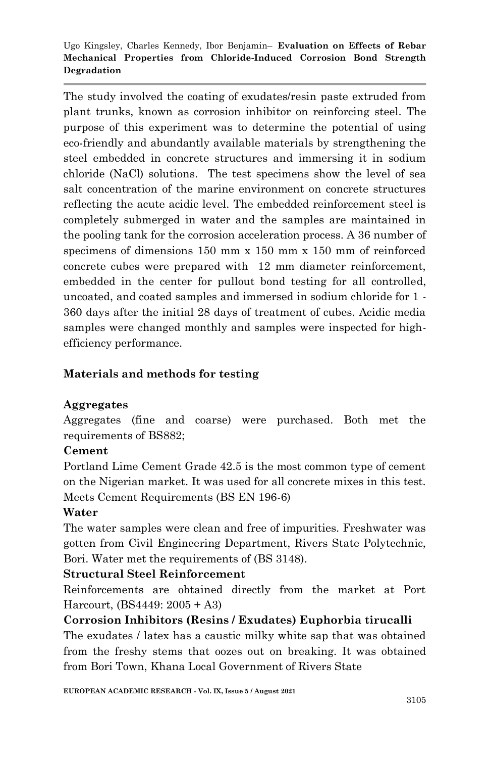The study involved the coating of exudates/resin paste extruded from plant trunks, known as corrosion inhibitor on reinforcing steel. The purpose of this experiment was to determine the potential of using eco-friendly and abundantly available materials by strengthening the steel embedded in concrete structures and immersing it in sodium chloride (NaCl) solutions. The test specimens show the level of sea salt concentration of the marine environment on concrete structures reflecting the acute acidic level. The embedded reinforcement steel is completely submerged in water and the samples are maintained in the pooling tank for the corrosion acceleration process. A 36 number of specimens of dimensions 150 mm x 150 mm x 150 mm of reinforced concrete cubes were prepared with 12 mm diameter reinforcement, embedded in the center for pullout bond testing for all controlled, uncoated, and coated samples and immersed in sodium chloride for 1 - 360 days after the initial 28 days of treatment of cubes. Acidic media samples were changed monthly and samples were inspected for high-efficiency performance.

## Materials and methods for testing

### Aggregates

Aggregates (fine and coarse) were purchased. Both met the requirements of BS882;

### Cement

Portland Lime Cement Grade 42.5 is the most common type of cement on the Nigerian market. It was used for all concrete mixes in this test. Meets Cement Requirements (BS EN 196-6)

### Water

The water samples were clean and free of impurities. Freshwater was gotten from Civil Engineering Department, Rivers State Polytechnic, Bori. Water met the requirements of (BS 3148).

### Structural Steel Reinforcement

Reinforcements are obtained directly from the market at Port Harcourt, (BS4449: 2005 + A3)

### Corrosion Inhibitors (Resins / Exudates) Euphorbia tirucalli

The exudates / latex has a caustic milky white sap that was obtained from the freshy stems that oozes out on breaking. It was obtained from Bori Town, Khana Local Government of Rivers State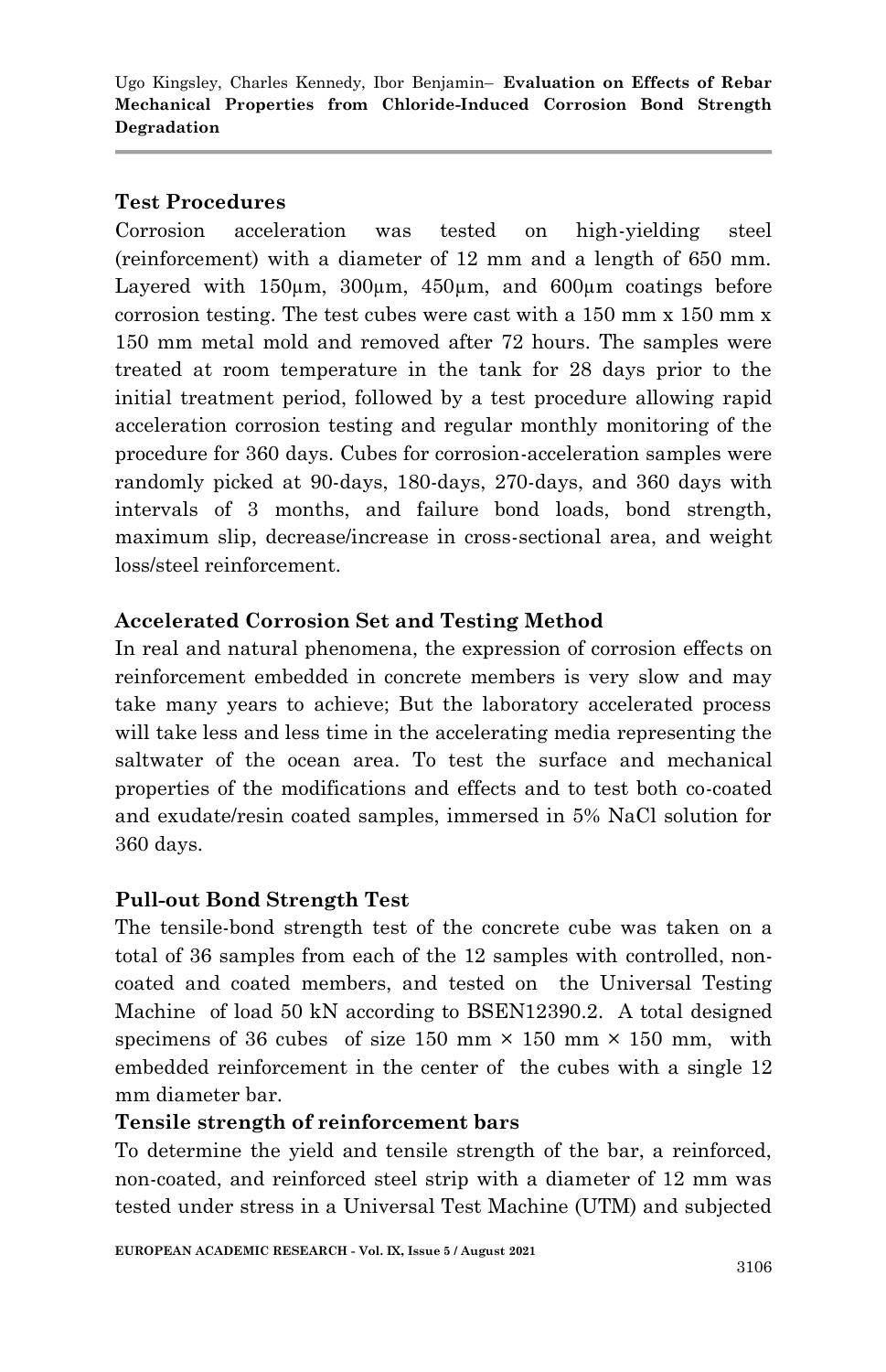**Test Procedures**

Corrosion acceleration was tested on high-yielding steel (reinforcement) with a diameter of 12 mm and a length of 650 mm. Layered with 150μm, 300μm, 450μm, and 600μm coatings before corrosion testing. The test cubes were cast with a 150 mm x 150 mm x 150 mm metal mold and removed after 72 hours. The samples were treated at room temperature in the tank for 28 days prior to the initial treatment period, followed by a test procedure allowing rapid acceleration corrosion testing and regular monthly monitoring of the procedure for 360 days. Cubes for corrosion-acceleration samples were randomly picked at 90-days, 180-days, 270-days, and 360 days with intervals of 3 months, and failure bond loads, bond strength, maximum slip, decrease/increase in cross-sectional area, and weight loss/steel reinforcement.

**Accelerated Corrosion Set and Testing Method**

In real and natural phenomena, the expression of corrosion effects on reinforcement embedded in concrete members is very slow and may take many years to achieve; But the laboratory accelerated process will take less and less time in the accelerating media representing the saltwater of the ocean area. To test the surface and mechanical properties of the modifications and effects and to test both co-coated and exudate/resin coated samples, immersed in 5% NaCl solution for 360 days.

**Pull-out Bond Strength Test**

The tensile-bond strength test of the concrete cube was taken on a total of 36 samples from each of the 12 samples with controlled, non-coated and coated members, and tested on the Universal Testing Machine of load 50 kN according to BSEN12390.2. A total designed specimens of 36 cubes of size 150 mm × 150 mm × 150 mm, with embedded reinforcement in the center of the cubes with a single 12 mm diameter bar.

**Tensile strength of reinforcement bars**

To determine the yield and tensile strength of the bar, a reinforced, non-coated, and reinforced steel strip with a diameter of 12 mm was tested under stress in a Universal Test Machine (UTM) and subjected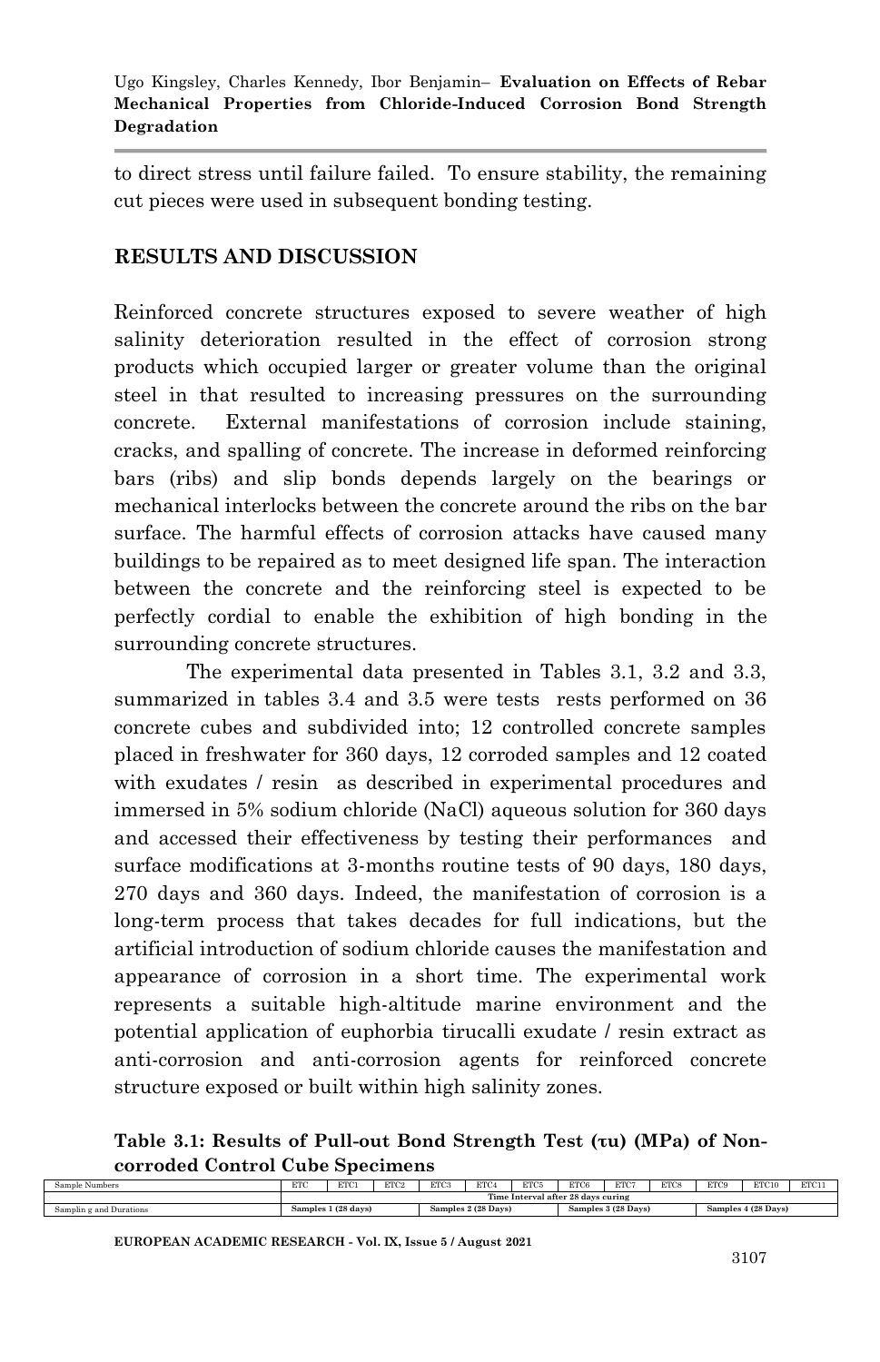to direct stress until failure failed. To ensure stability, the remaining cut pieces were used in subsequent bonding testing.

## RESULTS AND DISCUSSION

Reinforced concrete structures exposed to severe weather of high salinity deterioration resulted in the effect of corrosion strong products which occupied larger or greater volume than the original steel in that resulted to increasing pressures on the surrounding concrete. External manifestations of corrosion include staining, cracks, and spalling of concrete. The increase in deformed reinforcing bars (ribs) and slip bonds depends largely on the bearings or mechanical interlocks between the concrete around the ribs on the bar surface. The harmful effects of corrosion attacks have caused many buildings to be repaired as to meet designed life span. The interaction between the concrete and the reinforcing steel is expected to be perfectly cordial to enable the exhibition of high bonding in the surrounding concrete structures.

The experimental data presented in Tables 3.1, 3.2 and 3.3, summarized in tables 3.4 and 3.5 were tests rests performed on 36 concrete cubes and subdivided into; 12 controlled concrete samples placed in freshwater for 360 days, 12 corroded samples and 12 coated with exudates / resin as described in experimental procedures and immersed in 5% sodium chloride (NaCl) aqueous solution for 360 days and accessed their effectiveness by testing their performances and surface modifications at 3-months routine tests of 90 days, 180 days, 270 days and 360 days. Indeed, the manifestation of corrosion is a long-term process that takes decades for full indications, but the artificial introduction of sodium chloride causes the manifestation and appearance of corrosion in a short time. The experimental work represents a suitable high-altitude marine environment and the potential application of euphorbia tirucalli exudate / resin extract as anti-corrosion and anti-corrosion agents for reinforced concrete structure exposed or built within high salinity zones.

**Table 3.1: Results of Pull-out Bond Strength Test (τu) (MPa) of Non-corroded Control Cube Specimens**

| Sample Numbers | ETC | ETC1 | ETC2 | ETC3 | ETC4 | ETC5 | ETC6 | ETC7 | ETC8 | ETC9 | ETC10 | ETC11 |
|---|---|---|---|---|---|---|---|---|---|---|---|---|
| | Time Interval after 28 days curing | | | | | | | | | | | |
| Samplin g and Durations | Samples 1 (28 days) | | | Samples 2 (28 Days) | | | Samples 3 (28 Days) | | | Samples 4 (28 Days) | | |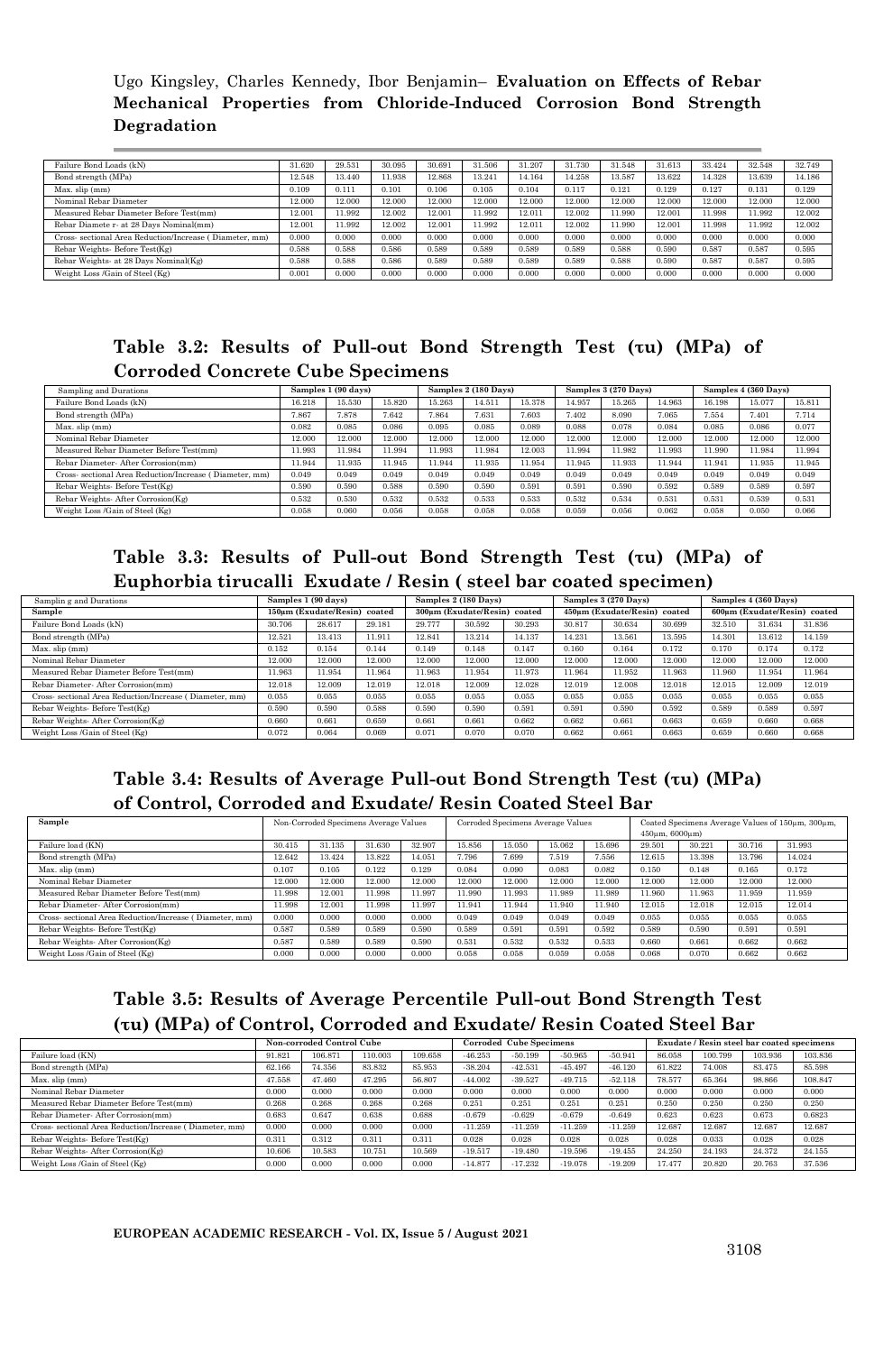| Failure Bond Loads (kN) | 31.620 | 29.531 | 30.095 | 30.691 | 31.506 | 31.207 | 31.730 | 31.548 | 31.613 | 33.424 | 32.548 | 32.749 |
|---|---|---|---|---|---|---|---|---|---|---|---|---|
| Bond strength (MPa) | 12.548 | 13.440 | 11.938 | 12.868 | 13.241 | 14.164 | 14.258 | 13.587 | 13.622 | 14.328 | 13.639 | 14.186 |
| Max. slip (mm) | 0.109 | 0.111 | 0.101 | 0.106 | 0.105 | 0.104 | 0.117 | 0.121 | 0.129 | 0.127 | 0.131 | 0.129 |
| Nominal Rebar Diameter | 12.000 | 12.000 | 12.000 | 12.000 | 12.000 | 12.000 | 12.000 | 12.000 | 12.000 | 12.000 | 12.000 | 12.000 |
| Measured Rebar Diameter Before Test(mm) | 12.001 | 11.992 | 12.002 | 12.001 | 11.992 | 12.011 | 12.002 | 11.990 | 12.001 | 11.998 | 11.992 | 12.002 |
| Rebar Diamete r- at 28 Days Nominal(mm) | 12.001 | 11.992 | 12.002 | 12.001 | 11.992 | 12.011 | 12.002 | 11.990 | 12.001 | 11.998 | 11.992 | 12.002 |
| Cross- sectional Area Reduction/Increase ( Diameter, mm) | 0.000 | 0.000 | 0.000 | 0.000 | 0.000 | 0.000 | 0.000 | 0.000 | 0.000 | 0.000 | 0.000 | 0.000 |
| Rebar Weights- Before Test(Kg) | 0.588 | 0.588 | 0.586 | 0.589 | 0.589 | 0.589 | 0.589 | 0.588 | 0.590 | 0.587 | 0.587 | 0.595 |
| Rebar Weights- at 28 Days Nominal(Kg) | 0.588 | 0.588 | 0.586 | 0.589 | 0.589 | 0.589 | 0.589 | 0.588 | 0.590 | 0.587 | 0.587 | 0.595 |
| Weight Loss /Gain of Steel (Kg) | 0.001 | 0.000 | 0.000 | 0.000 | 0.000 | 0.000 | 0.000 | 0.000 | 0.000 | 0.000 | 0.000 | 0.000 |

## Table 3.2: Results of Pull-out Bond Strength Test (τu) (MPa) of Corroded Concrete Cube Specimens

| Sampling and Durations | Samples 1 (90 days) | | | Samples 2 (180 Days) | | | Samples 3 (270 Days) | | | Samples 4 (360 Days) | | |
|---|---|---|---|---|---|---|---|---|---|---|---|---|
| Failure Bond Loads (kN) | 16.218 | 15.530 | 15.820 | 15.263 | 14.511 | 15.378 | 14.957 | 15.265 | 14.963 | 16.198 | 15.077 | 15.811 |
| Bond strength (MPa) | 7.867 | 7.878 | 7.642 | 7.864 | 7.631 | 7.603 | 7.402 | 8.090 | 7.065 | 7.554 | 7.401 | 7.714 |
| Max. slip (mm) | 0.082 | 0.085 | 0.086 | 0.095 | 0.085 | 0.089 | 0.088 | 0.078 | 0.084 | 0.085 | 0.086 | 0.077 |
| Nominal Rebar Diameter | 12.000 | 12.000 | 12.000 | 12.000 | 12.000 | 12.000 | 12.000 | 12.000 | 12.000 | 12.000 | 12.000 | 12.000 |
| Measured Rebar Diameter Before Test(mm) | 11.993 | 11.984 | 11.994 | 11.993 | 11.984 | 12.003 | 11.994 | 11.982 | 11.993 | 11.990 | 11.984 | 11.994 |
| Rebar Diameter- After Corrosion(mm) | 11.944 | 11.935 | 11.945 | 11.944 | 11.935 | 11.954 | 11.945 | 11.933 | 11.944 | 11.941 | 11.935 | 11.945 |
| Cross- sectional Area Reduction/Increase ( Diameter, mm) | 0.049 | 0.049 | 0.049 | 0.049 | 0.049 | 0.049 | 0.049 | 0.049 | 0.049 | 0.049 | 0.049 | 0.049 |
| Rebar Weights- Before Test(Kg) | 0.590 | 0.590 | 0.588 | 0.590 | 0.590 | 0.591 | 0.591 | 0.590 | 0.592 | 0.589 | 0.589 | 0.597 |
| Rebar Weights- After Corrosion(Kg) | 0.532 | 0.530 | 0.532 | 0.532 | 0.533 | 0.533 | 0.532 | 0.534 | 0.531 | 0.531 | 0.539 | 0.531 |
| Weight Loss /Gain of Steel (Kg) | 0.058 | 0.060 | 0.056 | 0.058 | 0.058 | 0.058 | 0.059 | 0.056 | 0.062 | 0.058 | 0.050 | 0.066 |

## Table 3.3: Results of Pull-out Bond Strength Test (τu) (MPa) of Euphorbia tirucalli Exudate / Resin ( steel bar coated specimen)

| Samplin g and Durations | Samples 1 (90 days) | | | Samples 2 (180 Days) | | | Samples 3 (270 Days) | | | Samples 4 (360 Days) | | |
|---|---|---|---|---|---|---|---|---|---|---|---|---|
| **Sample** | **150μm (Exudate/Resin) coated** | | | **300μm (Exudate/Resin) coated** | | | **450μm (Exudate/Resin) coated** | | | **600μm (Exudate/Resin) coated** | | |
| Failure Bond Loads (kN) | 30.706 | 28.617 | 29.181 | 29.777 | 30.592 | 30.293 | 30.817 | 30.634 | 30.699 | 32.510 | 31.634 | 31.836 |
| Bond strength (MPa) | 12.521 | 13.413 | 11.911 | 12.841 | 13.214 | 14.137 | 14.231 | 13.561 | 13.595 | 14.301 | 13.612 | 14.159 |
| Max. slip (mm) | 0.152 | 0.154 | 0.144 | 0.149 | 0.148 | 0.147 | 0.160 | 0.164 | 0.172 | 0.170 | 0.174 | 0.172 |
| Nominal Rebar Diameter | 12.000 | 12.000 | 12.000 | 12.000 | 12.000 | 12.000 | 12.000 | 12.000 | 12.000 | 12.000 | 12.000 | 12.000 |
| Measured Rebar Diameter Before Test(mm) | 11.963 | 11.954 | 11.964 | 11.963 | 11.954 | 11.973 | 11.964 | 11.952 | 11.963 | 11.960 | 11.954 | 11.964 |
| Rebar Diameter- After Corrosion(mm) | 12.018 | 12.009 | 12.019 | 12.018 | 12.009 | 12.028 | 12.019 | 12.008 | 12.018 | 12.015 | 12.009 | 12.019 |
| Cross- sectional Area Reduction/Increase ( Diameter, mm) | 0.055 | 0.055 | 0.055 | 0.055 | 0.055 | 0.055 | 0.055 | 0.055 | 0.055 | 0.055 | 0.055 | 0.055 |
| Rebar Weights- Before Test(Kg) | 0.590 | 0.590 | 0.588 | 0.590 | 0.590 | 0.591 | 0.591 | 0.590 | 0.592 | 0.589 | 0.589 | 0.597 |
| Rebar Weights- After Corrosion(Kg) | 0.660 | 0.661 | 0.659 | 0.661 | 0.661 | 0.662 | 0.662 | 0.661 | 0.663 | 0.659 | 0.660 | 0.668 |
| Weight Loss /Gain of Steel (Kg) | 0.072 | 0.064 | 0.069 | 0.071 | 0.070 | 0.070 | 0.662 | 0.661 | 0.663 | 0.659 | 0.660 | 0.668 |

## Table 3.4: Results of Average Pull-out Bond Strength Test (τu) (MPa) of Control, Corroded and Exudate/ Resin Coated Steel Bar

| Sample | Non-Corroded Specimens Average Values | | | | Corroded Specimens Average Values | | | | Coated Specimens Average Values of 150μm, 300μm, 450μm, 6000μm) | | | |
|---|---|---|---|---|---|---|---|---|---|---|---|---|
| Failure load (KN) | 30.415 | 31.135 | 31.630 | 32.907 | 15.856 | 15.050 | 15.062 | 15.696 | 29.501 | 30.221 | 30.716 | 31.993 |
| Bond strength (MPa) | 12.642 | 13.424 | 13.822 | 14.051 | 7.796 | 7.699 | 7.519 | 7.556 | 12.615 | 13.398 | 13.796 | 14.024 |
| Max. slip (mm) | 0.107 | 0.105 | 0.122 | 0.129 | 0.084 | 0.090 | 0.083 | 0.082 | 0.150 | 0.148 | 0.165 | 0.172 |
| Nominal Rebar Diameter | 12.000 | 12.000 | 12.000 | 12.000 | 12.000 | 12.000 | 12.000 | 12.000 | 12.000 | 12.000 | 12.000 | 12.000 |
| Measured Rebar Diameter Before Test(mm) | 11.998 | 12.001 | 11.998 | 11.997 | 11.990 | 11.993 | 11.989 | 11.989 | 11.960 | 11.963 | 11.959 | 11.959 |
| Rebar Diameter- After Corrosion(mm) | 11.998 | 12.001 | 11.998 | 11.997 | 11.941 | 11.944 | 11.940 | 11.940 | 12.015 | 12.018 | 12.015 | 12.014 |
| Cross- sectional Area Reduction/Increase ( Diameter, mm) | 0.000 | 0.000 | 0.000 | 0.000 | 0.049 | 0.049 | 0.049 | 0.049 | 0.055 | 0.055 | 0.055 | 0.055 |
| Rebar Weights- Before Test(Kg) | 0.587 | 0.589 | 0.589 | 0.590 | 0.589 | 0.591 | 0.591 | 0.592 | 0.589 | 0.590 | 0.591 | 0.591 |
| Rebar Weights- After Corrosion(Kg) | 0.587 | 0.589 | 0.589 | 0.590 | 0.531 | 0.532 | 0.532 | 0.533 | 0.660 | 0.661 | 0.662 | 0.662 |
| Weight Loss /Gain of Steel (Kg) | 0.000 | 0.000 | 0.000 | 0.000 | 0.058 | 0.058 | 0.059 | 0.058 | 0.068 | 0.070 | 0.662 | 0.662 |

## Table 3.5: Results of Average Percentile Pull-out Bond Strength Test (τu) (MPa) of Control, Corroded and Exudate/ Resin Coated Steel Bar

| | Non-corroded Control Cube | | | | Corroded Cube Specimens | | | | Exudate / Resin steel bar coated specimens | | | |
|---|---|---|---|---|---|---|---|---|---|---|---|---|
| Failure load (KN) | 91.821 | 106.871 | 110.003 | 109.658 | -46.253 | -50.199 | -50.965 | -50.941 | 86.058 | 100.799 | 103.936 | 103.836 |
| Bond strength (MPa) | 62.166 | 74.356 | 83.832 | 85.953 | -38.204 | -42.531 | -45.497 | -46.120 | 61.822 | 74.008 | 83.475 | 85.598 |
| Max. slip (mm) | 47.558 | 47.460 | 47.295 | 56.807 | -44.002 | -39.527 | -49.715 | -52.118 | 78.577 | 65.364 | 98.866 | 108.847 |
| Nominal Rebar Diameter | 0.000 | 0.000 | 0.000 | 0.000 | 0.000 | 0.000 | 0.000 | 0.000 | 0.000 | 0.000 | 0.000 | 0.000 |
| Measured Rebar Diameter Before Test(mm) | 0.268 | 0.268 | 0.268 | 0.268 | 0.251 | 0.251 | 0.251 | 0.251 | 0.250 | 0.250 | 0.250 | 0.250 |
| Rebar Diameter- After Corrosion(mm) | 0.683 | 0.647 | 0.638 | 0.688 | -0.679 | -0.629 | -0.679 | -0.649 | 0.623 | 0.623 | 0.673 | 0.6823 |
| Cross- sectional Area Reduction/Increase ( Diameter, mm) | 0.000 | 0.000 | 0.000 | 0.000 | -11.259 | -11.259 | -11.259 | -11.259 | 12.687 | 12.687 | 12.687 | 12.687 |
| Rebar Weights- Before Test(Kg) | 0.311 | 0.312 | 0.311 | 0.311 | 0.028 | 0.028 | 0.028 | 0.028 | 0.028 | 0.033 | 0.028 | 0.028 |
| Rebar Weights- After Corrosion(Kg) | 10.606 | 10.583 | 10.751 | 10.569 | -19.517 | -19.480 | -19.596 | -19.455 | 24.250 | 24.193 | 24.372 | 24.155 |
| Weight Loss /Gain of Steel (Kg) | 0.000 | 0.000 | 0.000 | 0.000 | -14.877 | -17.232 | -19.078 | -19.209 | 17.477 | 20.820 | 20.763 | 37.536 |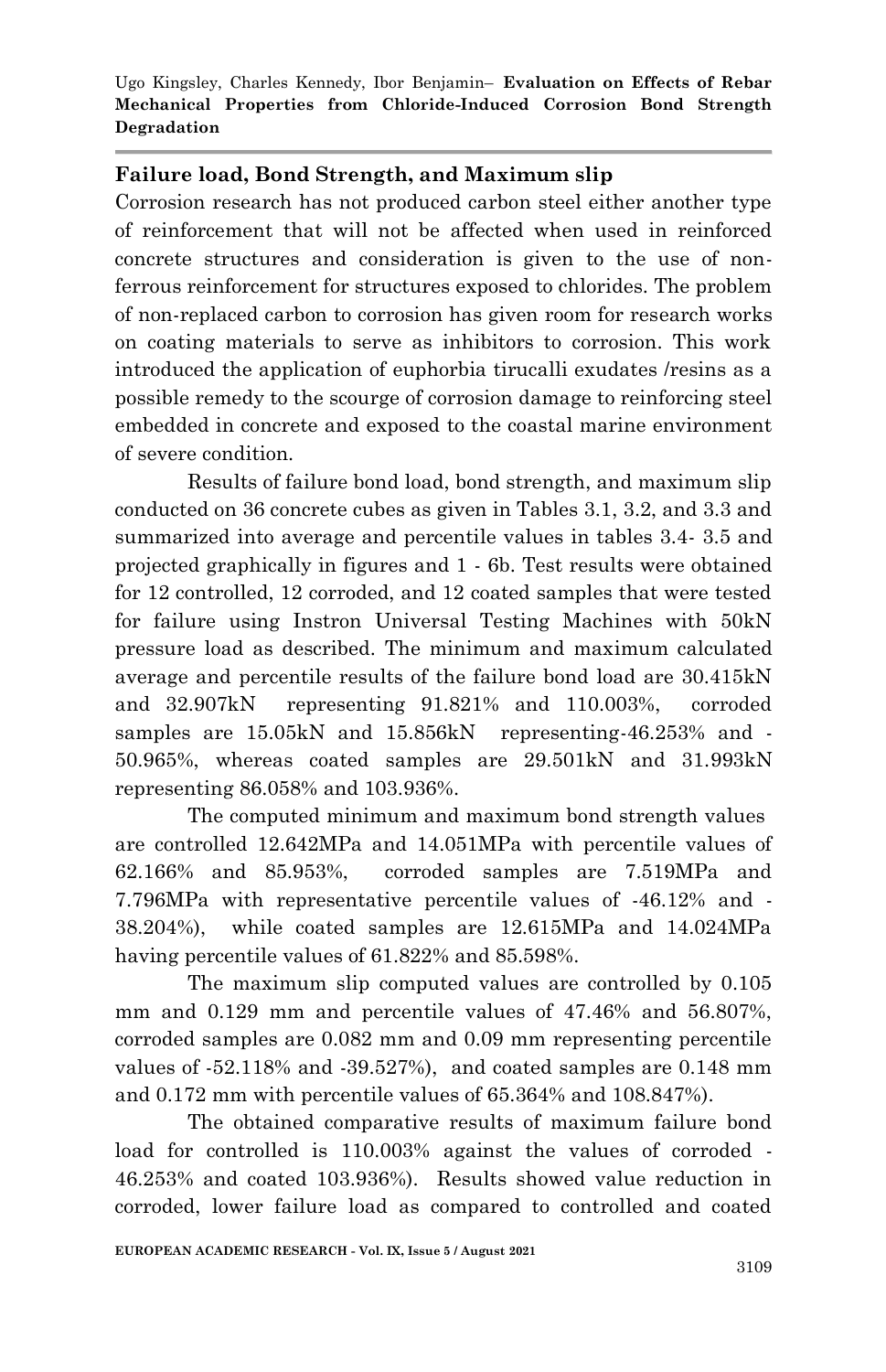## Failure load, Bond Strength, and Maximum slip

Corrosion research has not produced carbon steel either another type of reinforcement that will not be affected when used in reinforced concrete structures and consideration is given to the use of non-ferrous reinforcement for structures exposed to chlorides. The problem of non-replaced carbon to corrosion has given room for research works on coating materials to serve as inhibitors to corrosion. This work introduced the application of euphorbia tirucalli exudates /resins as a possible remedy to the scourge of corrosion damage to reinforcing steel embedded in concrete and exposed to the coastal marine environment of severe condition.

Results of failure bond load, bond strength, and maximum slip conducted on 36 concrete cubes as given in Tables 3.1, 3.2, and 3.3 and summarized into average and percentile values in tables 3.4- 3.5 and projected graphically in figures and 1 - 6b. Test results were obtained for 12 controlled, 12 corroded, and 12 coated samples that were tested for failure using Instron Universal Testing Machines with 50kN pressure load as described. The minimum and maximum calculated average and percentile results of the failure bond load are 30.415kN and 32.907kN representing 91.821% and 110.003%, corroded samples are 15.05kN and 15.856kN representing-46.253% and -50.965%, whereas coated samples are 29.501kN and 31.993kN representing 86.058% and 103.936%.

The computed minimum and maximum bond strength values are controlled 12.642MPa and 14.051MPa with percentile values of 62.166% and 85.953%, corroded samples are 7.519MPa and 7.796MPa with representative percentile values of -46.12% and -38.204%), while coated samples are 12.615MPa and 14.024MPa having percentile values of 61.822% and 85.598%.

The maximum slip computed values are controlled by 0.105 mm and 0.129 mm and percentile values of 47.46% and 56.807%, corroded samples are 0.082 mm and 0.09 mm representing percentile values of -52.118% and -39.527%), and coated samples are 0.148 mm and 0.172 mm with percentile values of 65.364% and 108.847%).

The obtained comparative results of maximum failure bond load for controlled is 110.003% against the values of corroded -46.253% and coated 103.936%). Results showed value reduction in corroded, lower failure load as compared to controlled and coated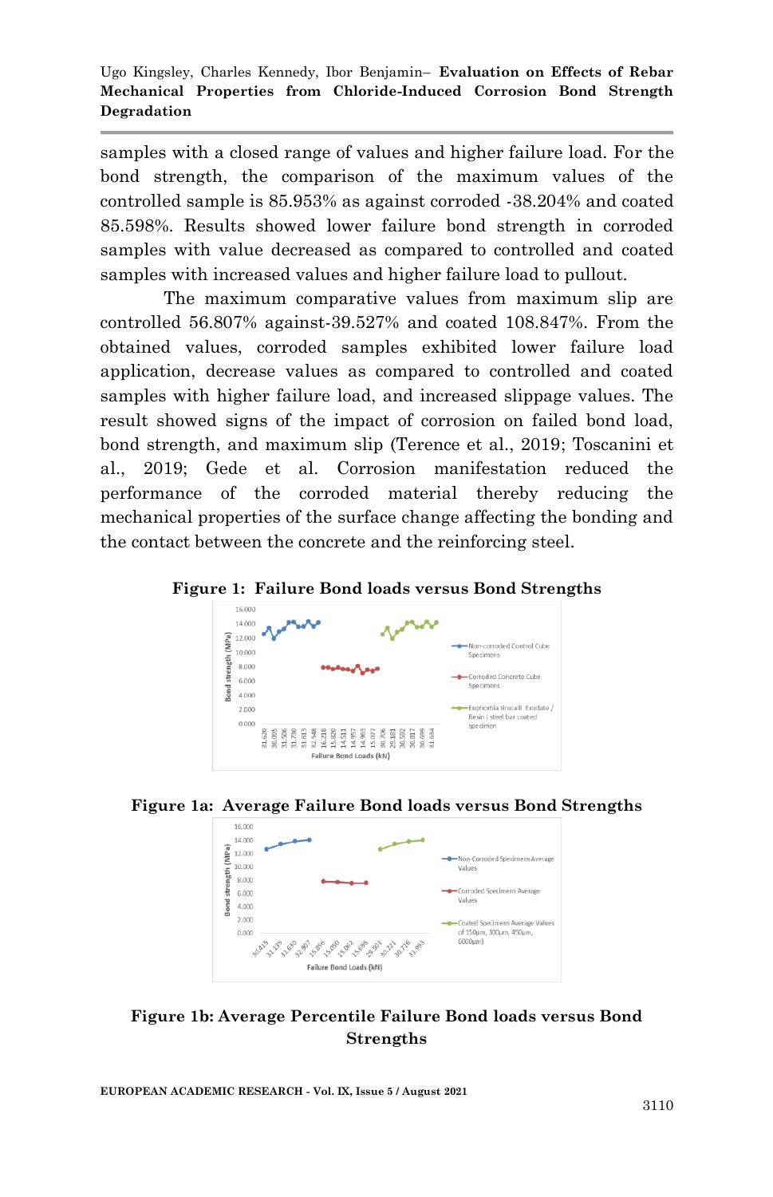samples with a closed range of values and higher failure load. For the bond strength, the comparison of the maximum values of the controlled sample is 85.953% as against corroded -38.204% and coated 85.598%. Results showed lower failure bond strength in corroded samples with value decreased as compared to controlled and coated samples with increased values and higher failure load to pullout.

The maximum comparative values from maximum slip are controlled 56.807% against-39.527% and coated 108.847%. From the obtained values, corroded samples exhibited lower failure load application, decrease values as compared to controlled and coated samples with higher failure load, and increased slippage values. The result showed signs of the impact of corrosion on failed bond load, bond strength, and maximum slip (Terence et al., 2019; Toscanini et al., 2019; Gede et al. Corrosion manifestation reduced the performance of the corroded material thereby reducing the mechanical properties of the surface change affecting the bonding and the contact between the concrete and the reinforcing steel.

**Figure 1: Failure Bond loads versus Bond Strengths**

**Figure 1a: Average Failure Bond loads versus Bond Strengths**

**Figure 1b: Average Percentile Failure Bond loads versus Bond Strengths**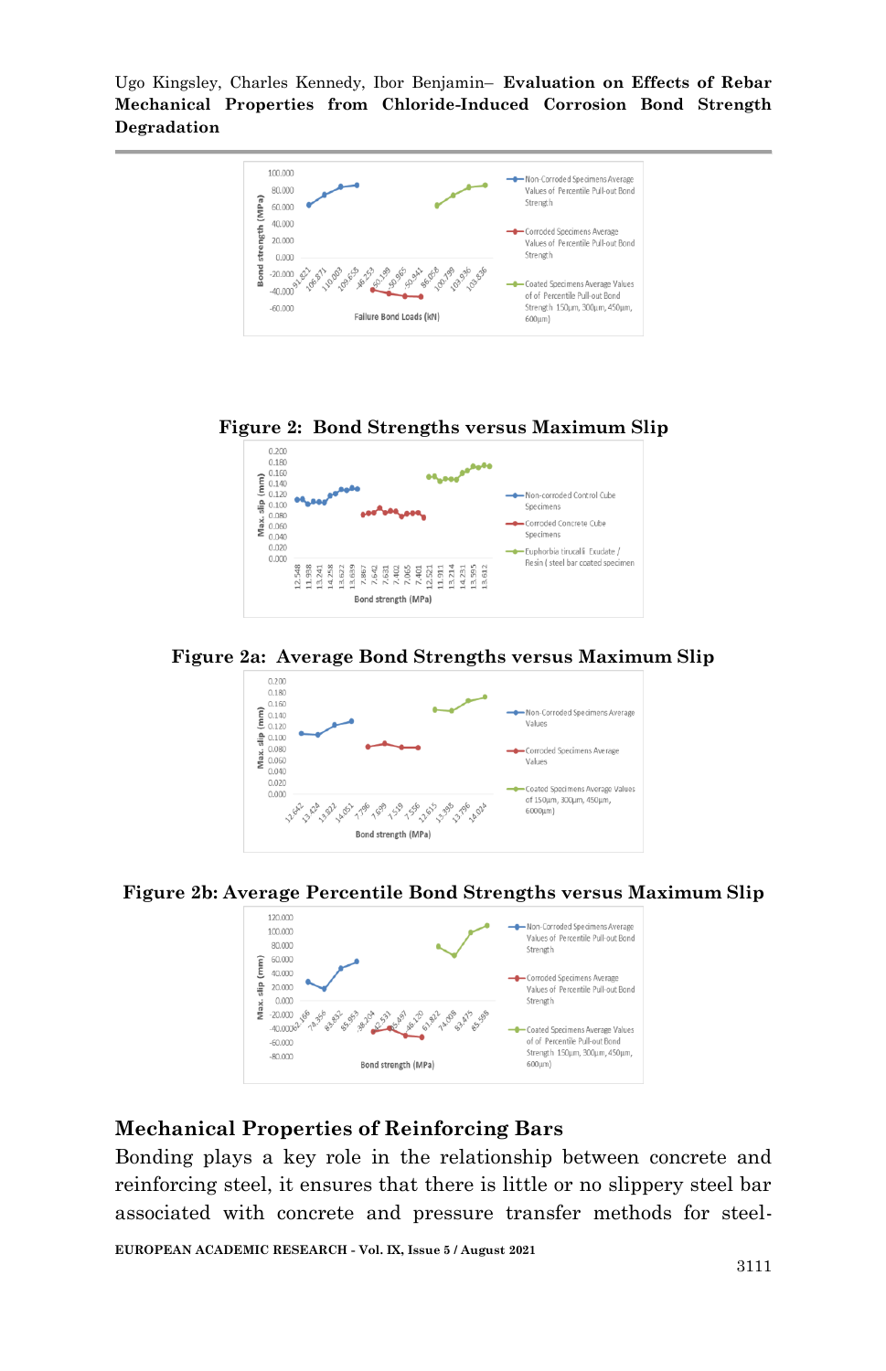**Figure 2: Bond Strengths versus Maximum Slip**

**Figure 2a: Average Bond Strengths versus Maximum Slip**

**Figure 2b: Average Percentile Bond Strengths versus Maximum Slip**

## Mechanical Properties of Reinforcing Bars

Bonding plays a key role in the relationship between concrete and reinforcing steel, it ensures that there is little or no slippery steel bar associated with concrete and pressure transfer methods for steel-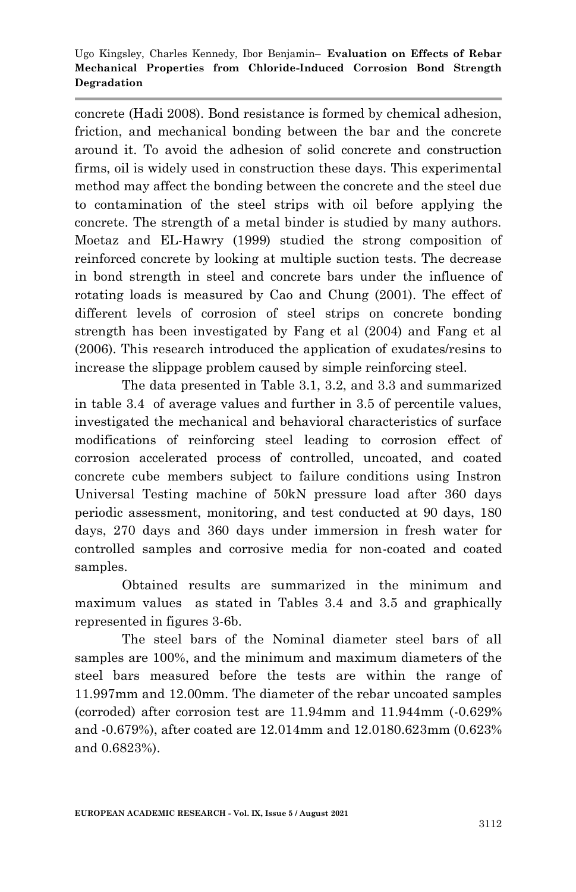concrete (Hadi 2008). Bond resistance is formed by chemical adhesion, friction, and mechanical bonding between the bar and the concrete around it. To avoid the adhesion of solid concrete and construction firms, oil is widely used in construction these days. This experimental method may affect the bonding between the concrete and the steel due to contamination of the steel strips with oil before applying the concrete. The strength of a metal binder is studied by many authors. Moetaz and EL-Hawry (1999) studied the strong composition of reinforced concrete by looking at multiple suction tests. The decrease in bond strength in steel and concrete bars under the influence of rotating loads is measured by Cao and Chung (2001). The effect of different levels of corrosion of steel strips on concrete bonding strength has been investigated by Fang et al (2004) and Fang et al (2006). This research introduced the application of exudates/resins to increase the slippage problem caused by simple reinforcing steel.

The data presented in Table 3.1, 3.2, and 3.3 and summarized in table 3.4 of average values and further in 3.5 of percentile values, investigated the mechanical and behavioral characteristics of surface modifications of reinforcing steel leading to corrosion effect of corrosion accelerated process of controlled, uncoated, and coated concrete cube members subject to failure conditions using Instron Universal Testing machine of 50kN pressure load after 360 days periodic assessment, monitoring, and test conducted at 90 days, 180 days, 270 days and 360 days under immersion in fresh water for controlled samples and corrosive media for non-coated and coated samples.

Obtained results are summarized in the minimum and maximum values as stated in Tables 3.4 and 3.5 and graphically represented in figures 3-6b.

The steel bars of the Nominal diameter steel bars of all samples are 100%, and the minimum and maximum diameters of the steel bars measured before the tests are within the range of 11.997mm and 12.00mm. The diameter of the rebar uncoated samples (corroded) after corrosion test are 11.94mm and 11.944mm (-0.629% and -0.679%), after coated are 12.014mm and 12.0180.623mm (0.623% and 0.6823%).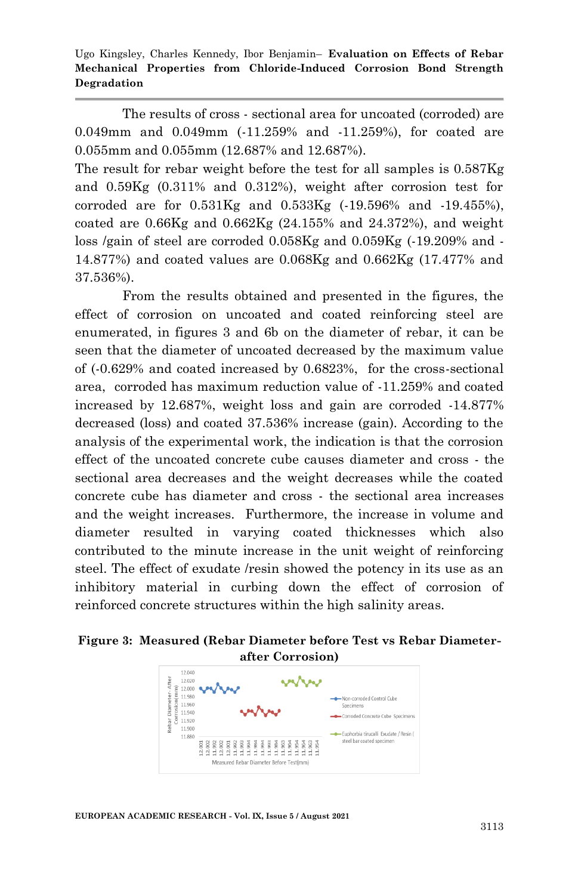The results of cross - sectional area for uncoated (corroded) are 0.049mm and 0.049mm (-11.259% and -11.259%), for coated are 0.055mm and 0.055mm (12.687% and 12.687%).

The result for rebar weight before the test for all samples is 0.587Kg and 0.59Kg (0.311% and 0.312%), weight after corrosion test for corroded are for 0.531Kg and 0.533Kg (-19.596% and -19.455%), coated are 0.66Kg and 0.662Kg (24.155% and 24.372%), and weight loss /gain of steel are corroded 0.058Kg and 0.059Kg (-19.209% and -14.877%) and coated values are 0.068Kg and 0.662Kg (17.477% and 37.536%).

From the results obtained and presented in the figures, the effect of corrosion on uncoated and coated reinforcing steel are enumerated, in figures 3 and 6b on the diameter of rebar, it can be seen that the diameter of uncoated decreased by the maximum value of (-0.629% and coated increased by 0.6823%, for the cross-sectional area, corroded has maximum reduction value of -11.259% and coated increased by 12.687%, weight loss and gain are corroded -14.877% decreased (loss) and coated 37.536% increase (gain). According to the analysis of the experimental work, the indication is that the corrosion effect of the uncoated concrete cube causes diameter and cross - the sectional area decreases and the weight decreases while the coated concrete cube has diameter and cross - the sectional area increases and the weight increases. Furthermore, the increase in volume and diameter resulted in varying coated thicknesses which also contributed to the minute increase in the unit weight of reinforcing steel. The effect of exudate /resin showed the potency in its use as an inhibitory material in curbing down the effect of corrosion of reinforced concrete structures within the high salinity areas.

**Figure 3: Measured (Rebar Diameter before Test vs Rebar Diameter-after Corrosion)**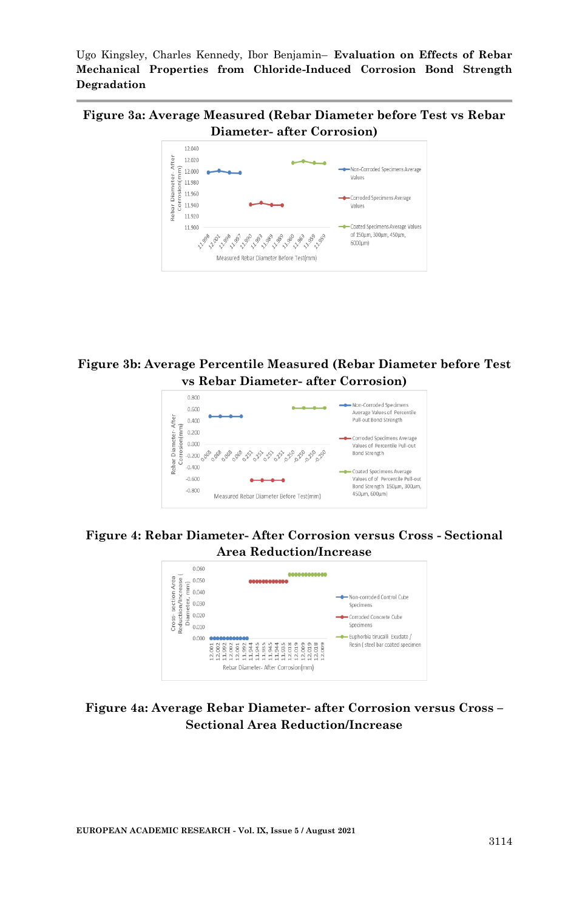**Figure 3a: Average Measured (Rebar Diameter before Test vs Rebar Diameter- after Corrosion)**

**Figure 3b: Average Percentile Measured (Rebar Diameter before Test vs Rebar Diameter- after Corrosion)**

**Figure 4: Rebar Diameter- After Corrosion versus Cross - Sectional Area Reduction/Increase**

**Figure 4a: Average Rebar Diameter- after Corrosion versus Cross – Sectional Area Reduction/Increase**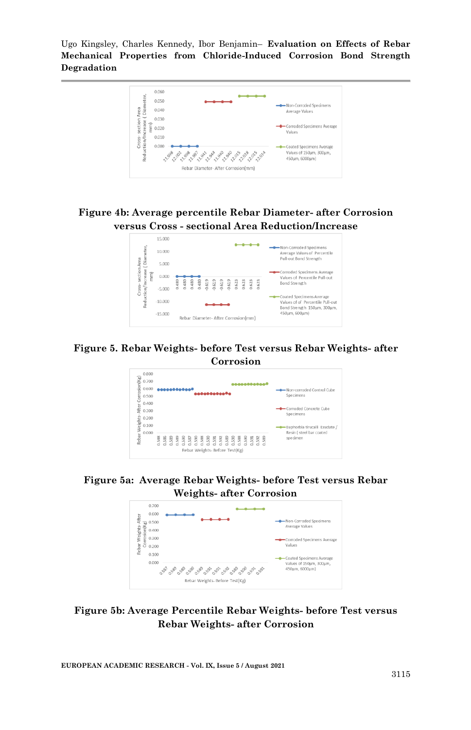Figure 4b: Average percentile Rebar Diameter- after Corrosion versus Cross - sectional Area Reduction/Increase

Figure 5. Rebar Weights- before Test versus Rebar Weights- after Corrosion

Figure 5a: Average Rebar Weights- before Test versus Rebar Weights- after Corrosion

Figure 5b: Average Percentile Rebar Weights- before Test versus Rebar Weights- after Corrosion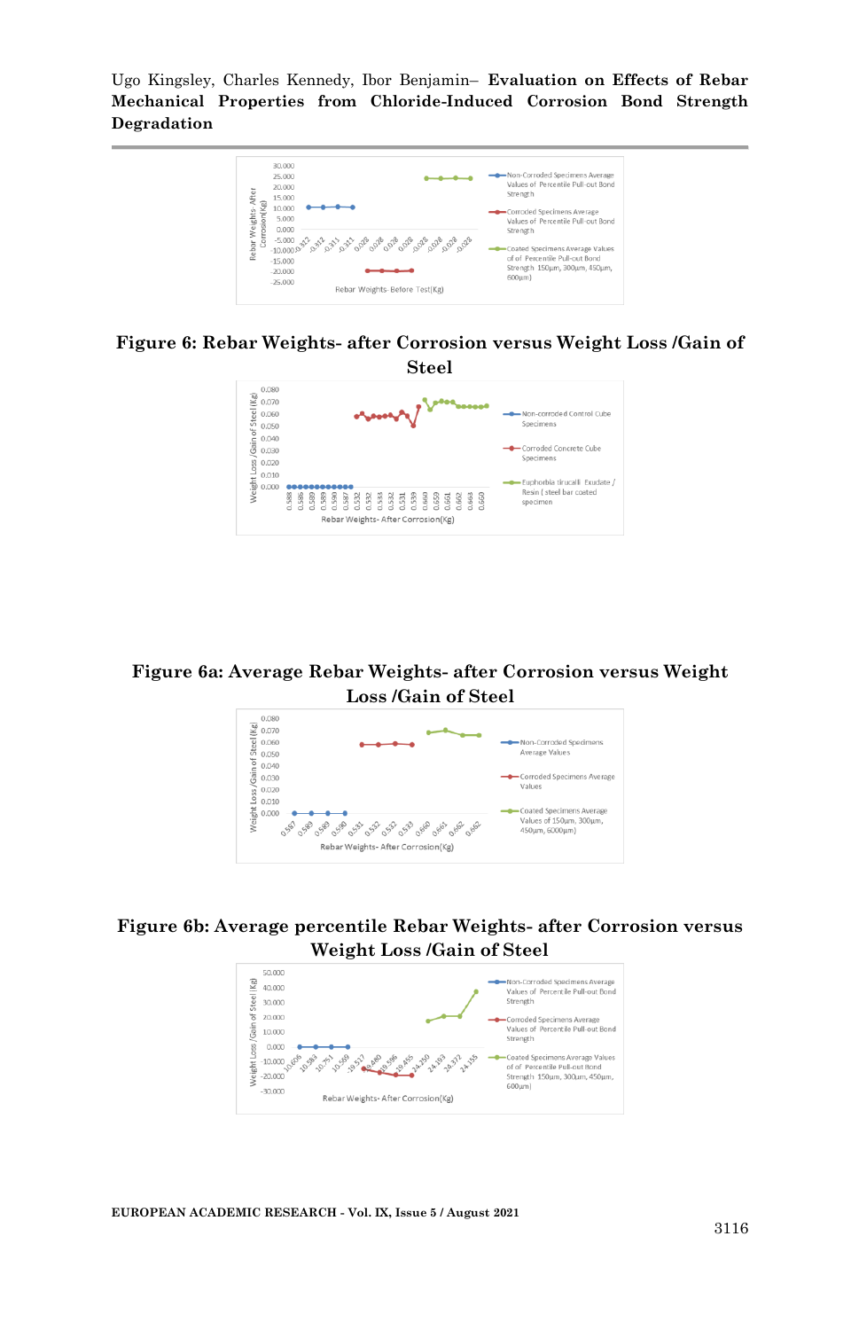**Figure 6: Rebar Weights- after Corrosion versus Weight Loss /Gain of Steel**

**Figure 6a: Average Rebar Weights- after Corrosion versus Weight Loss /Gain of Steel**

**Figure 6b: Average percentile Rebar Weights- after Corrosion versus Weight Loss /Gain of Steel**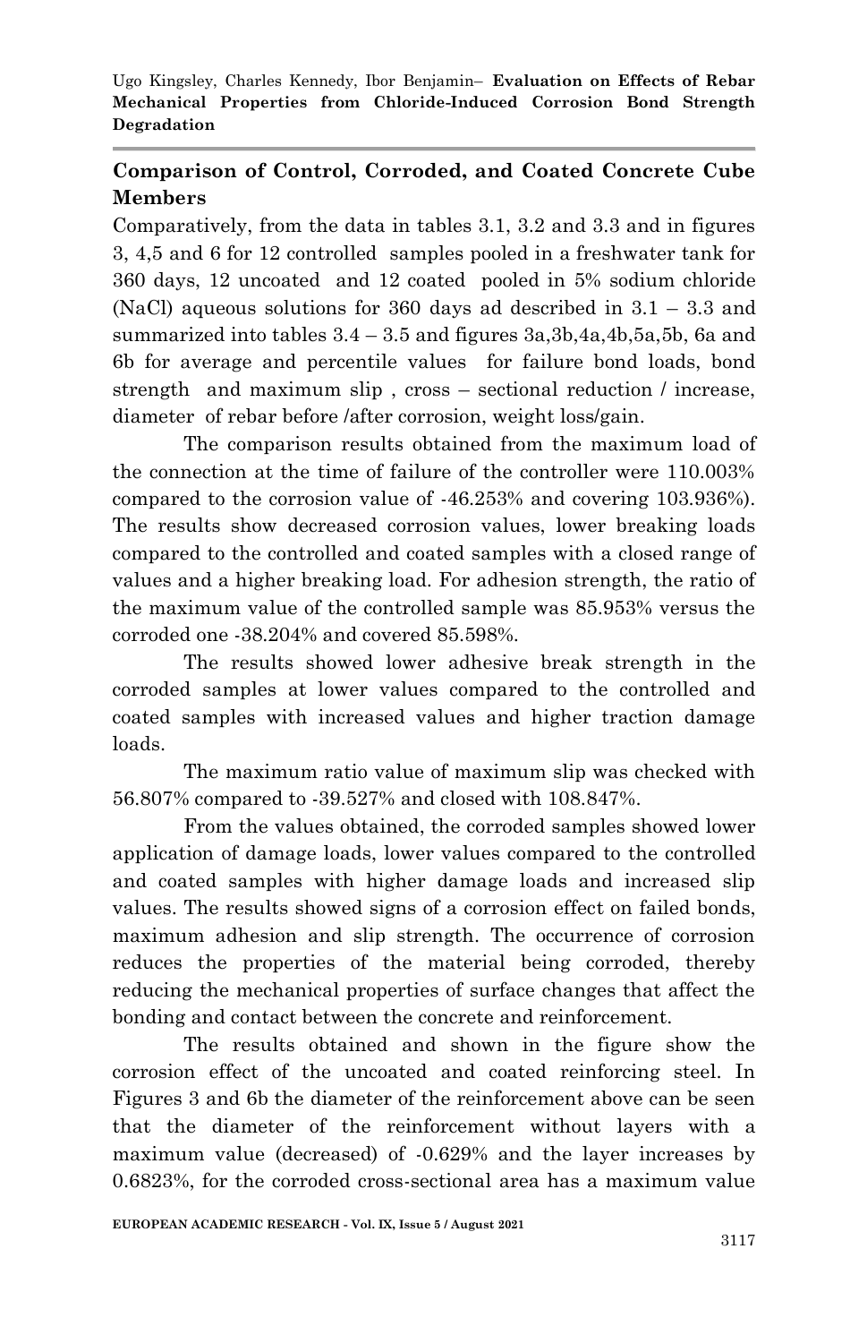## Comparison of Control, Corroded, and Coated Concrete Cube Members

Comparatively, from the data in tables 3.1, 3.2 and 3.3 and in figures 3, 4,5 and 6 for 12 controlled samples pooled in a freshwater tank for 360 days, 12 uncoated and 12 coated pooled in 5% sodium chloride (NaCl) aqueous solutions for 360 days ad described in 3.1 – 3.3 and summarized into tables 3.4 – 3.5 and figures 3a,3b,4a,4b,5a,5b, 6a and 6b for average and percentile values for failure bond loads, bond strength and maximum slip , cross – sectional reduction / increase, diameter of rebar before /after corrosion, weight loss/gain.

The comparison results obtained from the maximum load of the connection at the time of failure of the controller were 110.003% compared to the corrosion value of -46.253% and covering 103.936%). The results show decreased corrosion values, lower breaking loads compared to the controlled and coated samples with a closed range of values and a higher breaking load. For adhesion strength, the ratio of the maximum value of the controlled sample was 85.953% versus the corroded one -38.204% and covered 85.598%.

The results showed lower adhesive break strength in the corroded samples at lower values compared to the controlled and coated samples with increased values and higher traction damage loads.

The maximum ratio value of maximum slip was checked with 56.807% compared to -39.527% and closed with 108.847%.

From the values obtained, the corroded samples showed lower application of damage loads, lower values compared to the controlled and coated samples with higher damage loads and increased slip values. The results showed signs of a corrosion effect on failed bonds, maximum adhesion and slip strength. The occurrence of corrosion reduces the properties of the material being corroded, thereby reducing the mechanical properties of surface changes that affect the bonding and contact between the concrete and reinforcement.

The results obtained and shown in the figure show the corrosion effect of the uncoated and coated reinforcing steel. In Figures 3 and 6b the diameter of the reinforcement above can be seen that the diameter of the reinforcement without layers with a maximum value (decreased) of -0.629% and the layer increases by 0.6823%, for the corroded cross-sectional area has a maximum value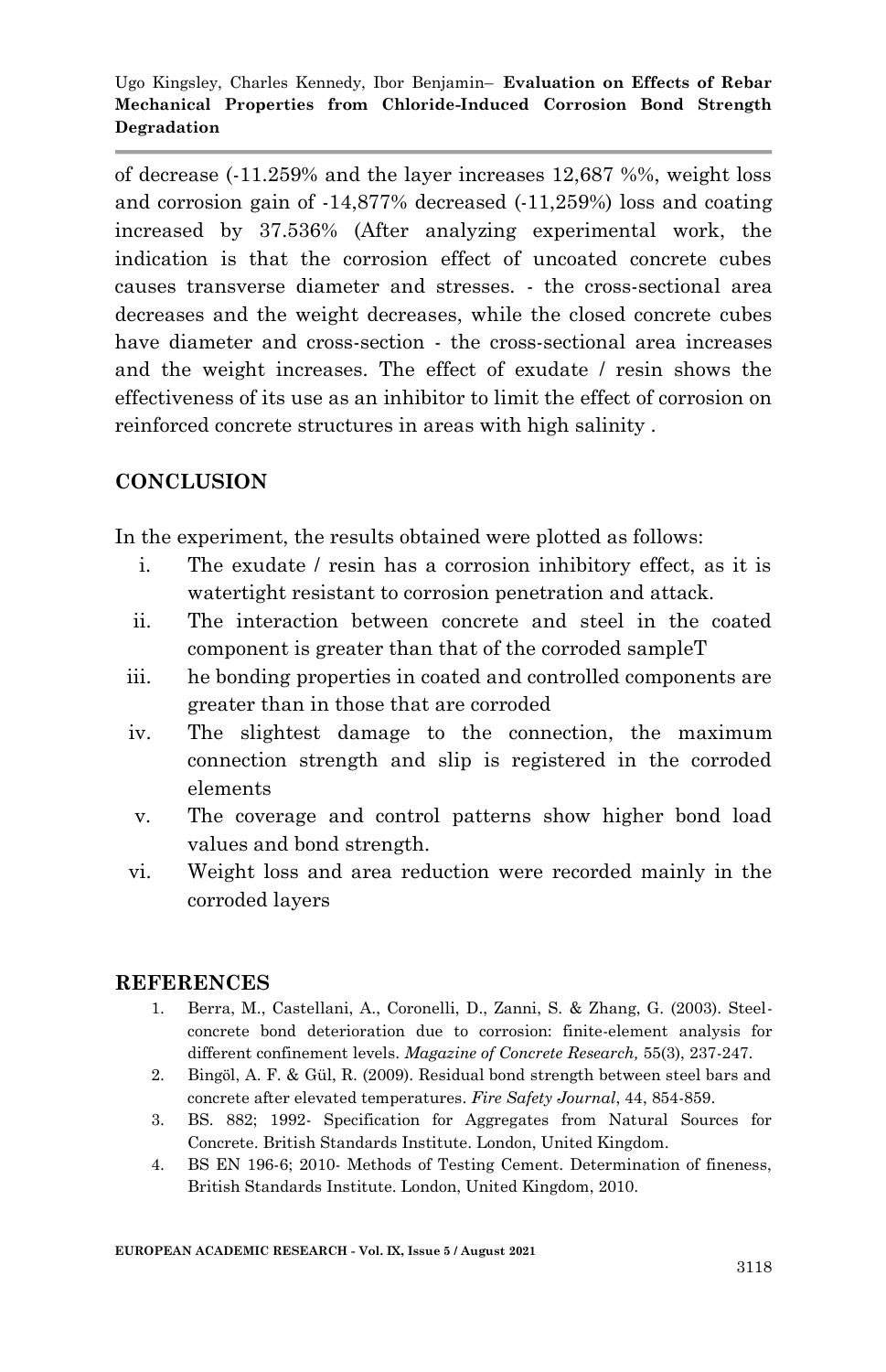of decrease (-11.259% and the layer increases 12,687 %%, weight loss and corrosion gain of -14,877% decreased (-11,259%) loss and coating increased by 37.536% (After analyzing experimental work, the indication is that the corrosion effect of uncoated concrete cubes causes transverse diameter and stresses. - the cross-sectional area decreases and the weight decreases, while the closed concrete cubes have diameter and cross-section - the cross-sectional area increases and the weight increases. The effect of exudate / resin shows the effectiveness of its use as an inhibitor to limit the effect of corrosion on reinforced concrete structures in areas with high salinity .

## CONCLUSION

In the experiment, the results obtained were plotted as follows:

i. The exudate / resin has a corrosion inhibitory effect, as it is watertight resistant to corrosion penetration and attack.
ii. The interaction between concrete and steel in the coated component is greater than that of the corroded sampleT
iii. he bonding properties in coated and controlled components are greater than in those that are corroded
iv. The slightest damage to the connection, the maximum connection strength and slip is registered in the corroded elements
v. The coverage and control patterns show higher bond load values and bond strength.
vi. Weight loss and area reduction were recorded mainly in the corroded layers

## REFERENCES

1. Berra, M., Castellani, A., Coronelli, D., Zanni, S. & Zhang, G. (2003). Steel-concrete bond deterioration due to corrosion: finite-element analysis for different confinement levels. *Magazine of Concrete Research,* 55(3), 237-247.
2. Bingöl, A. F. & Gül, R. (2009). Residual bond strength between steel bars and concrete after elevated temperatures. *Fire Safety Journal*, 44, 854-859.
3. BS. 882; 1992- Specification for Aggregates from Natural Sources for Concrete. British Standards Institute. London, United Kingdom.
4. BS EN 196-6; 2010- Methods of Testing Cement. Determination of fineness, British Standards Institute. London, United Kingdom, 2010.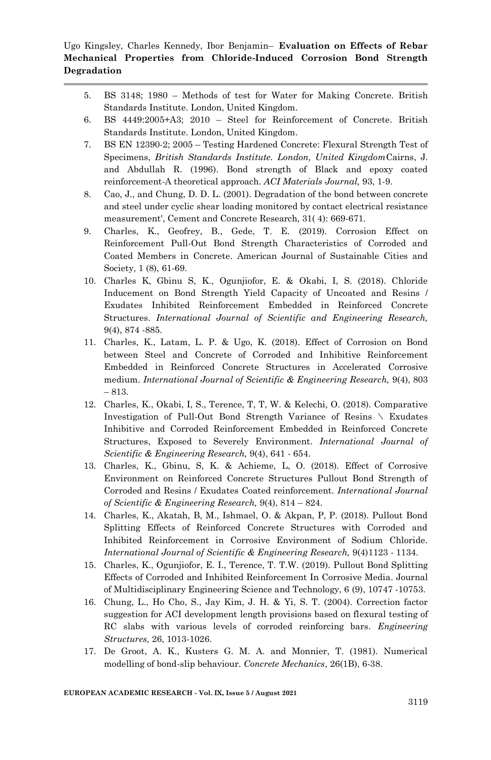5. BS 3148; 1980 – Methods of test for Water for Making Concrete. British Standards Institute. London, United Kingdom.
6. BS 4449:2005+A3; 2010 – Steel for Reinforcement of Concrete. British Standards Institute. London, United Kingdom.
7. BS EN 12390-2; 2005 – Testing Hardened Concrete: Flexural Strength Test of Specimens, *British Standards Institute. London, United Kingdom*Cairns, J. and Abdullah R. (1996). Bond strength of Black and epoxy coated reinforcement-A theoretical approach. *ACI Materials Journal,* 93, 1-9.
8. Cao, J., and Chung, D. D. L. (2001). Degradation of the bond between concrete and steel under cyclic shear loading monitored by contact electrical resistance measurement', Cement and Concrete Research, 31( 4): 669-671.
9. Charles, K., Geofrey, B., Gede, T. E. (2019). Corrosion Effect on Reinforcement Pull-Out Bond Strength Characteristics of Corroded and Coated Members in Concrete. American Journal of Sustainable Cities and Society, 1 (8), 61-69.
10. Charles K, Gbinu S, K., Ogunjiofor, E. & Okabi, I, S. (2018). Chloride Inducement on Bond Strength Yield Capacity of Uncoated and Resins / Exudates Inhibited Reinforcement Embedded in Reinforced Concrete Structures. *International Journal of Scientific and Engineering Research,* 9(4), 874 -885.
11. Charles, K., Latam, L. P. & Ugo, K. (2018). Effect of Corrosion on Bond between Steel and Concrete of Corroded and Inhibitive Reinforcement Embedded in Reinforced Concrete Structures in Accelerated Corrosive medium. *International Journal of Scientific & Engineering Research,* 9(4), 803 – 813.
12. Charles, K., Okabi, I, S., Terence, T, T, W. & Kelechi, O. (2018). Comparative Investigation of Pull-Out Bond Strength Variance of Resins \ Exudates Inhibitive and Corroded Reinforcement Embedded in Reinforced Concrete Structures, Exposed to Severely Environment. *International Journal of Scientific & Engineering Research,* 9(4), 641 - 654.
13. Charles, K., Gbinu, S, K. & Achieme, L, O. (2018). Effect of Corrosive Environment on Reinforced Concrete Structures Pullout Bond Strength of Corroded and Resins / Exudates Coated reinforcement. *International Journal of Scientific & Engineering Research,* 9(4), 814 – 824.
14. Charles, K., Akatah, B, M., Ishmael, O. & Akpan, P, P. (2018). Pullout Bond Splitting Effects of Reinforced Concrete Structures with Corroded and Inhibited Reinforcement in Corrosive Environment of Sodium Chloride. *International Journal of Scientific & Engineering Research,* 9(4)1123 - 1134.
15. Charles, K., Ogunjiofor, E. I., Terence, T. T.W. (2019). Pullout Bond Splitting Effects of Corroded and Inhibited Reinforcement In Corrosive Media. Journal of Multidisciplinary Engineering Science and Technology, 6 (9), 10747 -10753.
16. Chung, L., Ho Cho, S., Jay Kim, J. H. & Yi, S. T. (2004). Correction factor suggestion for ACI development length provisions based on flexural testing of RC slabs with various levels of corroded reinforcing bars. *Engineering Structures,* 26, 1013-1026.
17. De Groot, A. K., Kusters G. M. A. and Monnier, T. (1981). Numerical modelling of bond-slip behaviour. *Concrete Mechanics*, 26(1B), 6-38.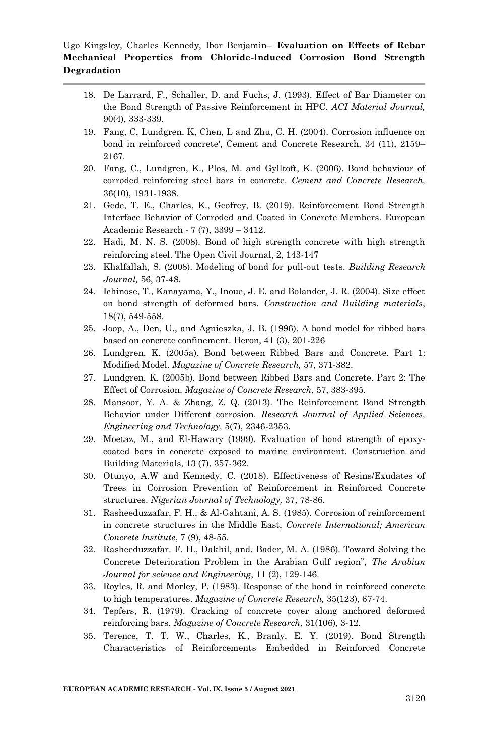18. De Larrard, F., Schaller, D. and Fuchs, J. (1993). Effect of Bar Diameter on the Bond Strength of Passive Reinforcement in HPC. *ACI Material Journal,* 90(4), 333-339.
19. Fang, C, Lundgren, K, Chen, L and Zhu, C. H. (2004). Corrosion influence on bond in reinforced concrete', Cement and Concrete Research, 34 (11), 2159–2167.
20. Fang, C., Lundgren, K., Plos, M. and Gylltoft, K. (2006). Bond behaviour of corroded reinforcing steel bars in concrete. *Cement and Concrete Research,* 36(10), 1931-1938.
21. Gede, T. E., Charles, K., Geofrey, B. (2019). Reinforcement Bond Strength Interface Behavior of Corroded and Coated in Concrete Members. European Academic Research - 7 (7), 3399 – 3412.
22. Hadi, M. N. S. (2008). Bond of high strength concrete with high strength reinforcing steel. The Open Civil Journal, 2, 143-147
23. Khalfallah, S. (2008). Modeling of bond for pull-out tests. *Building Research Journal,* 56, 37-48.
24. Ichinose, T., Kanayama, Y., Inoue, J. E. and Bolander, J. R. (2004). Size effect on bond strength of deformed bars. *Construction and Building materials*, 18(7), 549-558.
25. Joop, A., Den, U., and Agnieszka, J. B. (1996). A bond model for ribbed bars based on concrete confinement. Heron, 41 (3), 201-226
26. Lundgren, K. (2005a). Bond between Ribbed Bars and Concrete. Part 1: Modified Model. *Magazine of Concrete Research,* 57, 371-382.
27. Lundgren, K. (2005b). Bond between Ribbed Bars and Concrete. Part 2: The Effect of Corrosion. *Magazine of Concrete Research,* 57, 383-395.
28. Mansoor, Y. A. & Zhang, Z. Q. (2013). The Reinforcement Bond Strength Behavior under Different corrosion. *Research Journal of Applied Sciences, Engineering and Technology,* 5(7), 2346-2353.
29. Moetaz, M., and El-Hawary (1999). Evaluation of bond strength of epoxy-coated bars in concrete exposed to marine environment. Construction and Building Materials, 13 (7), 357-362.
30. Otunyo, A.W and Kennedy, C. (2018). Effectiveness of Resins/Exudates of Trees in Corrosion Prevention of Reinforcement in Reinforced Concrete structures. *Nigerian Journal of Technology,* 37, 78-86.
31. Rasheeduzzafar, F. H., & Al-Gahtani, A. S. (1985). Corrosion of reinforcement in concrete structures in the Middle East, *Concrete International; American Concrete Institute*, 7 (9), 48-55.
32. Rasheeduzzafar. F. H., Dakhil, and. Bader, M. A. (1986). Toward Solving the Concrete Deterioration Problem in the Arabian Gulf region", *The Arabian Journal for science and Engineering*, 11 (2), 129-146.
33. Royles, R. and Morley, P. (1983). Response of the bond in reinforced concrete to high temperatures. *Magazine of Concrete Research,* 35(123), 67-74.
34. Tepfers, R. (1979). Cracking of concrete cover along anchored deformed reinforcing bars. *Magazine of Concrete Research,* 31(106), 3-12.
35. Terence, T. T. W., Charles, K., Branly, E. Y. (2019). Bond Strength Characteristics of Reinforcements Embedded in Reinforced Concrete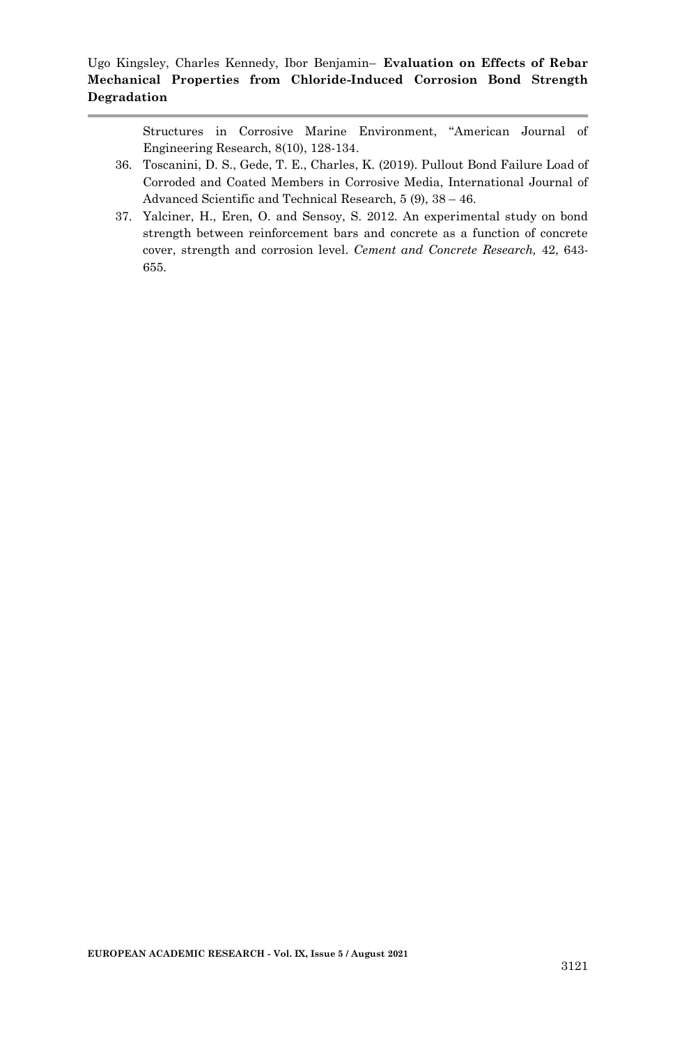Structures in Corrosive Marine Environment, "American Journal of Engineering Research, 8(10), 128-134.

36. Toscanini, D. S., Gede, T. E., Charles, K. (2019). Pullout Bond Failure Load of Corroded and Coated Members in Corrosive Media, International Journal of Advanced Scientific and Technical Research, 5 (9), 38 – 46.
37. Yalciner, H., Eren, O. and Sensoy, S. 2012. An experimental study on bond strength between reinforcement bars and concrete as a function of concrete cover, strength and corrosion level. *Cement and Concrete Research,* 42, 643-655.